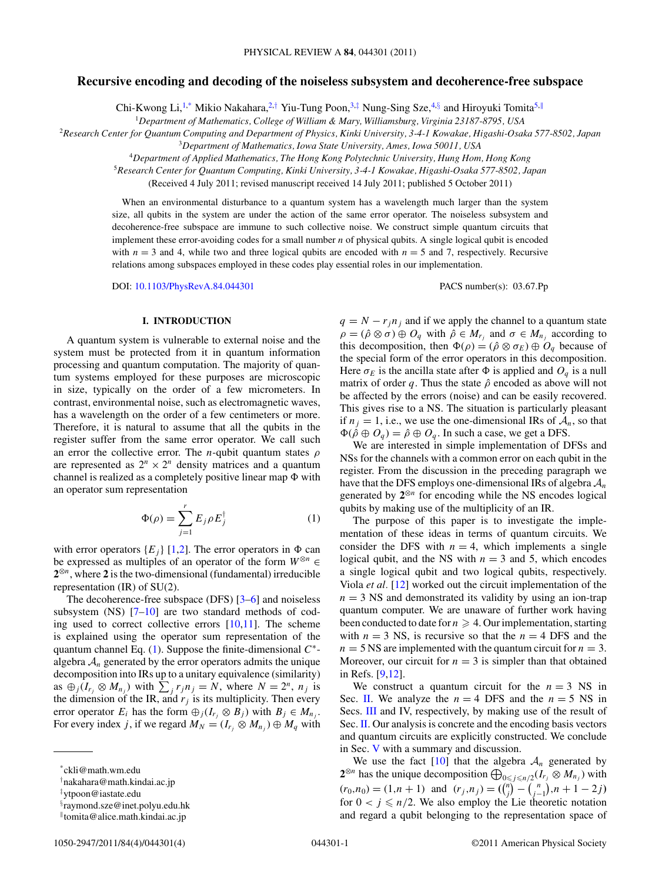# Recursive encoding and decoding of the noiseless subsystem and decoherence-free subspace

Chi-Kwong Li,[1,*] Mikio Nakahara,[2,†] Yiu-Tung Poon,[3,‡] Nung-Sing Sze,[4,§] and Hiroyuki Tomita[5,∥]

[1]Department of Mathematics, College of William & Mary, Williamsburg, Virginia 23187-8795, USA

[2]Research Center for Quantum Computing and Department of Physics, Kinki University, 3-4-1 Kowakae, Higashi-Osaka 577-8502, Japan

[3]Department of Mathematics, Iowa State University, Ames, Iowa 50011, USA

[4]Department of Applied Mathematics, The Hong Kong Polytechnic University, Hung Hom, Hong Kong

[5]Research Center for Quantum Computing, Kinki University, 3-4-1 Kowakae, Higashi-Osaka 577-8502, Japan

(Received 4 July 2011; revised manuscript received 14 July 2011; published 5 October 2011)

When an environmental disturbance to a quantum system has a wavelength much larger than the system size, all qubits in the system are under the action of the same error operator. The noiseless subsystem and decoherence-free subspace are immune to such collective noise. We construct simple quantum circuits that implement these error-avoiding codes for a small number $n$ of physical qubits. A single logical qubit is encoded with $n = 3$ and 4, while two and three logical qubits are encoded with $n = 5$ and 7, respectively. Recursive relations among subspaces employed in these codes play essential roles in our implementation.

DOI: 10.1103/PhysRevA.84.044301 PACS number(s): 03.67.Pp

## I. INTRODUCTION

A quantum system is vulnerable to external noise and the system must be protected from it in quantum information processing and quantum computation. The majority of quantum systems employed for these purposes are microscopic in size, typically on the order of a few micrometers. In contrast, environmental noise, such as electromagnetic waves, has a wavelength on the order of a few centimeters or more. Therefore, it is natural to assume that all the qubits in the register suffer from the same error operator. We call such an error the collective error. The $n$-qubit quantum states $\rho$ are represented as $2^n \times 2^n$ density matrices and a quantum channel is realized as a completely positive linear map $\Phi$ with an operator sum representation

$$\Phi(\rho) = \sum_{j=1}^{r} E_j \rho E_j^{\dagger} \tag{1}$$

with error operators $\{E_j\}$ [1,2]. The error operators in $\Phi$ can be expressed as multiples of an operator of the form $W^{\otimes n} \in \mathbf{2}^{\otimes n}$, where $\mathbf{2}$ is the two-dimensional (fundamental) irreducible representation (IR) of SU(2).

The decoherence-free subspace (DFS) [3–6] and noiseless subsystem (NS) [7–10] are two standard methods of coding used to correct collective errors [10,11]. The scheme is explained using the operator sum representation of the quantum channel Eq. (1). Suppose the finite-dimensional $C^*$-algebra $\mathcal{A}_n$ generated by the error operators admits the unique decomposition into IRs up to a unitary equivalence (similarity) as $\oplus_j (I_{r_j} \otimes M_{n_j})$ with $\sum_j r_j n_j = N$, where $N = 2^n$, $n_j$ is the dimension of the IR, and $r_j$ is its multiplicity. Then every error operator $E_i$ has the form $\oplus_j (I_{r_j} \otimes B_j)$ with $B_j \in M_{n_j}$. For every index $j$, if we regard $M_N = (I_{r_j} \otimes M_{n_j}) \oplus M_q$ with $q = N - r_j n_j$ and if we apply the channel to a quantum state $\rho = (\hat{\rho} \otimes \sigma) \oplus O_q$ with $\hat{\rho} \in M_{r_j}$ and $\sigma \in M_{n_j}$ according to this decomposition, then $\Phi(\rho) = (\hat{\rho} \otimes \sigma_E) \oplus O_q$ because of the special form of the error operators in this decomposition. Here $\sigma_E$ is the ancilla state after $\Phi$ is applied and $O_q$ is a null matrix of order $q$. Thus the state $\hat{\rho}$ encoded as above will not be affected by the errors (noise) and can be easily recovered. This gives rise to a NS. The situation is particularly pleasant if $n_j = 1$, i.e., we use the one-dimensional IRs of $\mathcal{A}_n$, so that $\Phi(\hat{\rho} \oplus O_q) = \hat{\rho} \oplus O_q$. In such a case, we get a DFS.

We are interested in simple implementation of DFSs and NSs for the channels with a common error on each qubit in the register. From the discussion in the preceding paragraph we have that the DFS employs one-dimensional IRs of algebra $\mathcal{A}_n$ generated by $\mathbf{2}^{\otimes n}$ for encoding while the NS encodes logical qubits by making use of the multiplicity of an IR.

The purpose of this paper is to investigate the implementation of these ideas in terms of quantum circuits. We consider the DFS with $n = 4$, which implements a single logical qubit, and the NS with $n = 3$ and 5, which encodes a single logical qubit and two logical qubits, respectively. Viola *et al.* [12] worked out the circuit implementation of the $n = 3$ NS and demonstrated its validity by using an ion-trap quantum computer. We are unaware of further work having been conducted to date for $n \geqslant 4$. Our implementation, starting with $n = 3$ NS, is recursive so that the $n = 4$ DFS and the $n = 5$ NS are implemented with the quantum circuit for $n = 3$. Moreover, our circuit for $n = 3$ is simpler than that obtained in Refs. [9,12].

We construct a quantum circuit for the $n = 3$ NS in Sec. II. We analyze the $n = 4$ DFS and the $n = 5$ NS in Secs. III and IV, respectively, by making use of the result of Sec. II. Our analysis is concrete and the encoding basis vectors and quantum circuits are explicitly constructed. We conclude in Sec. V with a summary and discussion.

We use the fact [10] that the algebra $\mathcal{A}_n$ generated by $\mathbf{2}^{\otimes n}$ has the unique decomposition $\bigoplus_{0 \leqslant j \leqslant n/2} (I_{r_j} \otimes M_{n_j})$ with $(r_0, n_0) = (1, n+1)$ and $(r_j, n_j) = (\binom{n}{j} - \binom{n}{j-1}, n + 1 - 2j)$ for $0 < j \leqslant n/2$. We also employ the Lie theoretic notation and regard a qubit belonging to the representation space of

---

*ckli@math.wm.edu

†nakahara@math.kindai.ac.jp

‡ytpoon@iastate.edu

§raymond.sze@inet.polyu.edu.hk

∥tomita@alice.math.kindai.ac.jp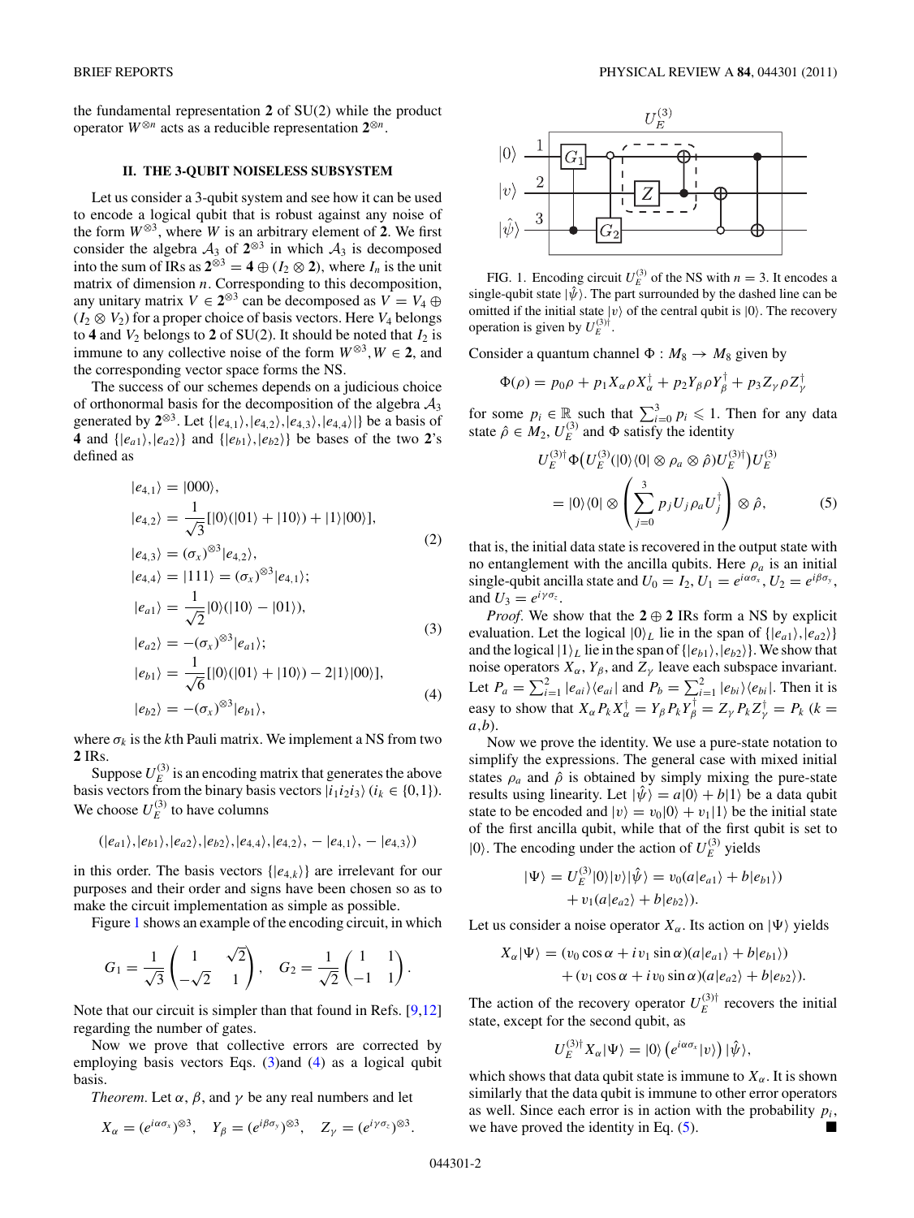the fundamental representation **2** of SU(2) while the product operator $W^{\otimes n}$ acts as a reducible representation $\mathbf{2}^{\otimes n}$.

## II. THE 3-QUBIT NOISELESS SUBSYSTEM

Let us consider a 3-qubit system and see how it can be used to encode a logical qubit that is robust against any noise of the form $W^{\otimes 3}$, where $W$ is an arbitrary element of **2**. We first consider the algebra $\mathcal{A}_3$ of $\mathbf{2}^{\otimes 3}$ in which $\mathcal{A}_3$ is decomposed into the sum of IRs as $\mathbf{2}^{\otimes 3} = \mathbf{4} \oplus (I_2 \otimes \mathbf{2})$, where $I_n$ is the unit matrix of dimension $n$. Corresponding to this decomposition, any unitary matrix $V \in \mathbf{2}^{\otimes 3}$ can be decomposed as $V = V_4 \oplus (I_2 \otimes V_2)$ for a proper choice of basis vectors. Here $V_4$ belongs to **4** and $V_2$ belongs to **2** of SU(2). It should be noted that $I_2$ is immune to any collective noise of the form $W^{\otimes 3}, W \in \mathbf{2}$, and the corresponding vector space forms the NS.

The success of our schemes depends on a judicious choice of orthonormal basis for the decomposition of the algebra $\mathcal{A}_3$ generated by $\mathbf{2}^{\otimes 3}$. Let $\{|e_{4,1}\rangle, |e_{4,2}\rangle, |e_{4,3}\rangle, |e_{4,4}\rangle|\}$ be a basis of **4** and $\{|e_{a1}\rangle, |e_{a2}\rangle\}$ and $\{|e_{b1}\rangle, |e_{b2}\rangle\}$ be bases of the two **2**'s defined as

$$
\begin{aligned}
|e_{4,1}\rangle &= |000\rangle, \\
|e_{4,2}\rangle &= \frac{1}{\sqrt{3}}[|0\rangle(|01\rangle + |10\rangle) + |1\rangle|00\rangle], \\
|e_{4,3}\rangle &= (\sigma_x)^{\otimes 3}|e_{4,2}\rangle, \\
|e_{4,4}\rangle &= |111\rangle = (\sigma_x)^{\otimes 3}|e_{4,1}\rangle;
\end{aligned}
\tag{2}
$$

$$
\begin{aligned}
|e_{a1}\rangle &= \frac{1}{\sqrt{2}}|0\rangle(|10\rangle - |01\rangle), \\
|e_{a2}\rangle &= -(\sigma_x)^{\otimes 3}|e_{a1}\rangle;
\end{aligned}
\tag{3}
$$

$$
\begin{aligned}
|e_{b1}\rangle &= \frac{1}{\sqrt{6}}[|0\rangle(|01\rangle + |10\rangle) - 2|1\rangle|00\rangle], \\
|e_{b2}\rangle &= -(\sigma_x)^{\otimes 3}|e_{b1}\rangle,
\end{aligned}
\tag{4}
$$

where $\sigma_k$ is the $k$th Pauli matrix. We implement a NS from two **2** IRs.

Suppose $U_E^{(3)}$ is an encoding matrix that generates the above basis vectors from the binary basis vectors $|i_1 i_2 i_3\rangle$ ($i_k \in \{0,1\}$). We choose $U_E^{(3)}$ to have columns

$$(|e_{a1}\rangle, |e_{b1}\rangle, |e_{a2}\rangle, |e_{b2}\rangle, |e_{4,4}\rangle, |e_{4,2}\rangle, -|e_{4,1}\rangle, -|e_{4,3}\rangle)$$

in this order. The basis vectors $\{|e_{4,k}\rangle\}$ are irrelevant for our purposes and their order and signs have been chosen so as to make the circuit implementation as simple as possible.

Figure 1 shows an example of the encoding circuit, in which

$$
G_1 = \frac{1}{\sqrt{3}}\begin{pmatrix} 1 & \sqrt{2} \\ -\sqrt{2} & 1 \end{pmatrix}, \quad G_2 = \frac{1}{\sqrt{2}}\begin{pmatrix} 1 & 1 \\ -1 & 1 \end{pmatrix}.
$$

Note that our circuit is simpler than that found in Refs. [9,12] regarding the number of gates.

Now we prove that collective errors are corrected by employing basis vectors Eqs. (3)and (4) as a logical qubit basis.

*Theorem.* Let $\alpha$, $\beta$, and $\gamma$ be any real numbers and let

$$X_\alpha = (e^{i\alpha\sigma_x})^{\otimes 3}, \quad Y_\beta = (e^{i\beta\sigma_y})^{\otimes 3}, \quad Z_\gamma = (e^{i\gamma\sigma_z})^{\otimes 3}.$$

FIG. 1. Encoding circuit $U_E^{(3)}$ of the NS with $n = 3$. It encodes a single-qubit state $|\hat{\psi}\rangle$. The part surrounded by the dashed line can be omitted if the initial state $|v\rangle$ of the central qubit is $|0\rangle$. The recovery operation is given by $U_E^{(3)\dagger}$.

Consider a quantum channel $\Phi : M_8 \to M_8$ given by

$$\Phi(\rho) = p_0\rho + p_1 X_\alpha \rho X_\alpha^\dagger + p_2 Y_\beta \rho Y_\beta^\dagger + p_3 Z_\gamma \rho Z_\gamma^\dagger$$

for some $p_i \in \mathbb{R}$ such that $\sum_{i=0}^{3} p_i \leqslant 1$. Then for any data state $\hat{\rho} \in M_2$, $U_E^{(3)}$ and $\Phi$ satisfy the identity

$$
\begin{aligned}
&U_E^{(3)\dagger}\Phi\big(U_E^{(3)}(|0\rangle\langle 0| \otimes \rho_a \otimes \hat{\rho})U_E^{(3)\dagger}\big)U_E^{(3)} \\
&\quad = |0\rangle\langle 0| \otimes \left(\sum_{j=0}^{3} p_j U_j \rho_a U_j^\dagger\right) \otimes \hat{\rho},
\end{aligned}
\tag{5}
$$

that is, the initial data state is recovered in the output state with no entanglement with the ancilla qubits. Here $\rho_a$ is an initial single-qubit ancilla state and $U_0 = I_2$, $U_1 = e^{i\alpha\sigma_x}$, $U_2 = e^{i\beta\sigma_y}$, and $U_3 = e^{i\gamma\sigma_z}$.

*Proof.* We show that the $\mathbf{2} \oplus \mathbf{2}$ IRs form a NS by explicit evaluation. Let the logical $|0\rangle_L$ lie in the span of $\{|e_{a1}\rangle, |e_{a2}\rangle\}$ and the logical $|1\rangle_L$ lie in the span of $\{|e_{b1}\rangle, |e_{b2}\rangle\}$. We show that noise operators $X_\alpha$, $Y_\beta$, and $Z_\gamma$ leave each subspace invariant. Let $P_a = \sum_{i=1}^{2} |e_{ai}\rangle\langle e_{ai}|$ and $P_b = \sum_{i=1}^{2} |e_{bi}\rangle\langle e_{bi}|$. Then it is easy to show that $X_\alpha P_k X_\alpha^\dagger = Y_\beta P_k Y_\beta^\dagger = Z_\gamma P_k Z_\gamma^\dagger = P_k$ ($k = a,b$).

Now we prove the identity. We use a pure-state notation to simplify the expressions. The general case with mixed initial states $\rho_a$ and $\hat{\rho}$ is obtained by simply mixing the pure-state results using linearity. Let $|\hat{\psi}\rangle = a|0\rangle + b|1\rangle$ be a data qubit state to be encoded and $|v\rangle = v_0|0\rangle + v_1|1\rangle$ be the initial state of the first ancilla qubit, while that of the first qubit is set to $|0\rangle$. The encoding under the action of $U_E^{(3)}$ yields

$$
\begin{aligned}
|\Psi\rangle = U_E^{(3)}|0\rangle|v\rangle|\hat{\psi}\rangle &= v_0(a|e_{a1}\rangle + b|e_{b1}\rangle) \\
&\quad + v_1(a|e_{a2}\rangle + b|e_{b2}\rangle).
\end{aligned}
$$

Let us consider a noise operator $X_\alpha$. Its action on $|\Psi\rangle$ yields

$$
\begin{aligned}
X_\alpha|\Psi\rangle &= (v_0\cos\alpha + i v_1 \sin\alpha)(a|e_{a1}\rangle + b|e_{b1}\rangle) \\
&\quad + (v_1\cos\alpha + i v_0 \sin\alpha)(a|e_{a2}\rangle + b|e_{b2}\rangle).
\end{aligned}
$$

The action of the recovery operator $U_E^{(3)\dagger}$ recovers the initial state, except for the second qubit, as

$$U_E^{(3)\dagger} X_\alpha |\Psi\rangle = |0\rangle\left(e^{i\alpha\sigma_x}|v\rangle\right)|\hat{\psi}\rangle,$$

which shows that data qubit state is immune to $X_\alpha$. It is shown similarly that the data qubit is immune to other error operators as well. Since each error is in action with the probability $p_i$, we have proved the identity in Eq. (5). ∎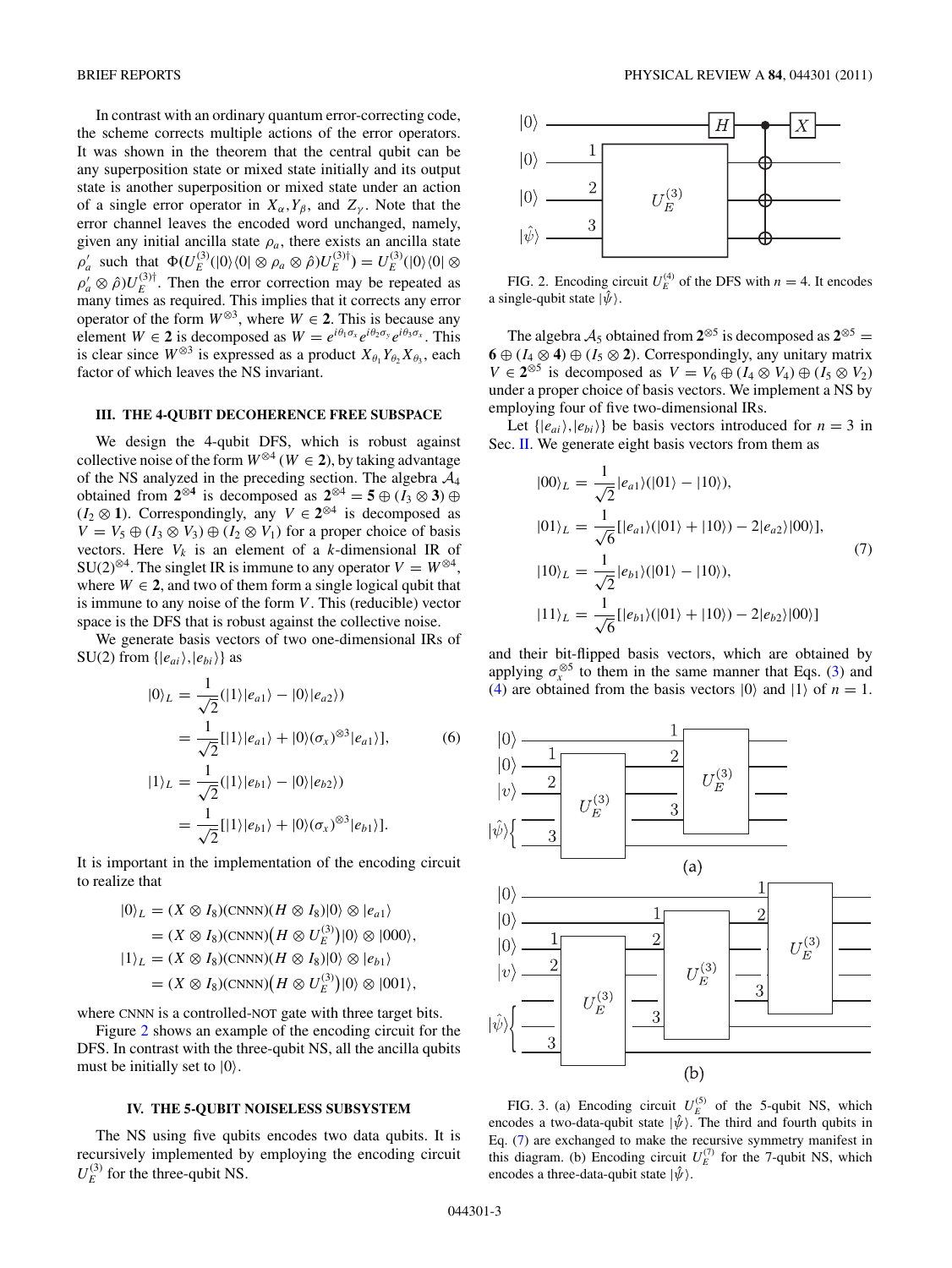In contrast with an ordinary quantum error-correcting code, the scheme corrects multiple actions of the error operators. It was shown in the theorem that the central qubit can be any superposition state or mixed state initially and its output state is another superposition or mixed state under an action of a single error operator in $X_\alpha, Y_\beta$, and $Z_\gamma$. Note that the error channel leaves the encoded word unchanged, namely, given any initial ancilla state $\rho_a$, there exists an ancilla state $\rho_a'$ such that $\Phi(U_E^{(3)}(|0\rangle\langle 0| \otimes \rho_a \otimes \hat{\rho})U_E^{(3)\dagger}) = U_E^{(3)}(|0\rangle\langle 0| \otimes \rho_a' \otimes \hat{\rho})U_E^{(3)\dagger}$. Then the error correction may be repeated as many times as required. This implies that it corrects any error operator of the form $W^{\otimes 3}$, where $W \in \mathbf{2}$. This is because any element $W \in \mathbf{2}$ is decomposed as $W = e^{i\theta_1\sigma_x}e^{i\theta_2\sigma_y}e^{i\theta_3\sigma_x}$. This is clear since $W^{\otimes 3}$ is expressed as a product $X_{\theta_1}Y_{\theta_2}X_{\theta_3}$, each factor of which leaves the NS invariant.

### III. THE 4-QUBIT DECOHERENCE FREE SUBSPACE

We design the 4-qubit DFS, which is robust against collective noise of the form $W^{\otimes 4}$ ($W \in \mathbf{2}$), by taking advantage of the NS analyzed in the preceding section. The algebra $\mathcal{A}_4$ obtained from $\mathbf{2}^{\otimes 4}$ is decomposed as $\mathbf{2}^{\otimes 4} = \mathbf{5} \oplus (I_3 \otimes \mathbf{3}) \oplus (I_2 \otimes \mathbf{1})$. Correspondingly, any $V \in \mathbf{2}^{\otimes 4}$ is decomposed as $V = V_5 \oplus (I_3 \otimes V_3) \oplus (I_2 \otimes V_1)$ for a proper choice of basis vectors. Here $V_k$ is an element of a $k$-dimensional IR of $\mathrm{SU}(2)^{\otimes 4}$. The singlet IR is immune to any operator $V = W^{\otimes 4}$, where $W \in \mathbf{2}$, and two of them form a single logical qubit that is immune to any noise of the form $V$. This (reducible) vector space is the DFS that is robust against the collective noise.

We generate basis vectors of two one-dimensional IRs of SU(2) from $\{|e_{ai}\rangle, |e_{bi}\rangle\}$ as

$$
\begin{aligned}
|0\rangle_L &= \frac{1}{\sqrt{2}}(|1\rangle|e_{a1}\rangle - |0\rangle|e_{a2}\rangle) \\
&= \frac{1}{\sqrt{2}}[|1\rangle|e_{a1}\rangle + |0\rangle(\sigma_x)^{\otimes 3}|e_{a1}\rangle], \\
|1\rangle_L &= \frac{1}{\sqrt{2}}(|1\rangle|e_{b1}\rangle - |0\rangle|e_{b2}\rangle) \\
&= \frac{1}{\sqrt{2}}[|1\rangle|e_{b1}\rangle + |0\rangle(\sigma_x)^{\otimes 3}|e_{b1}\rangle].
\end{aligned}
\tag{6}
$$

It is important in the implementation of the encoding circuit to realize that

$$
\begin{aligned}
|0\rangle_L &= (X \otimes I_8)(\text{CNNN})(H \otimes I_8)|0\rangle \otimes |e_{a1}\rangle \\
&= (X \otimes I_8)(\text{CNNN})\big(H \otimes U_E^{(3)}\big)|0\rangle \otimes |000\rangle, \\
|1\rangle_L &= (X \otimes I_8)(\text{CNNN})(H \otimes I_8)|0\rangle \otimes |e_{b1}\rangle \\
&= (X \otimes I_8)(\text{CNNN})\big(H \otimes U_E^{(3)}\big)|0\rangle \otimes |001\rangle,
\end{aligned}
$$

where CNNN is a controlled-NOT gate with three target bits.

Figure 2 shows an example of the encoding circuit for the DFS. In contrast with the three-qubit NS, all the ancilla qubits must be initially set to $|0\rangle$.

### IV. THE 5-QUBIT NOISELESS SUBSYSTEM

The NS using five qubits encodes two data qubits. It is recursively implemented by employing the encoding circuit $U_E^{(3)}$ for the three-qubit NS.

FIG. 2. Encoding circuit $U_E^{(4)}$ of the DFS with $n = 4$. It encodes a single-qubit state $|\hat{\psi}\rangle$.

The algebra $\mathcal{A}_5$ obtained from $\mathbf{2}^{\otimes 5}$ is decomposed as $\mathbf{2}^{\otimes 5} = \mathbf{6} \oplus (I_4 \otimes \mathbf{4}) \oplus (I_5 \otimes \mathbf{2})$. Correspondingly, any unitary matrix $V \in \mathbf{2}^{\otimes 5}$ is decomposed as $V = V_6 \oplus (I_4 \otimes V_4) \oplus (I_5 \otimes V_2)$ under a proper choice of basis vectors. We implement a NS by employing four of five two-dimensional IRs.

Let $\{|e_{ai}\rangle, |e_{bi}\rangle\}$ be basis vectors introduced for $n = 3$ in Sec. II. We generate eight basis vectors from them as

$$
\begin{aligned}
|00\rangle_L &= \frac{1}{\sqrt{2}}|e_{a1}\rangle(|01\rangle - |10\rangle), \\
|01\rangle_L &= \frac{1}{\sqrt{6}}[|e_{a1}\rangle(|01\rangle + |10\rangle) - 2|e_{a2}\rangle|00\rangle], \\
|10\rangle_L &= \frac{1}{\sqrt{2}}|e_{b1}\rangle(|01\rangle - |10\rangle), \\
|11\rangle_L &= \frac{1}{\sqrt{6}}[|e_{b1}\rangle(|01\rangle + |10\rangle) - 2|e_{b2}\rangle|00\rangle]
\end{aligned}
\tag{7}
$$

and their bit-flipped basis vectors, which are obtained by applying $\sigma_x^{\otimes 5}$ to them in the same manner that Eqs. (3) and (4) are obtained from the basis vectors $|0\rangle$ and $|1\rangle$ of $n = 1$.

FIG. 3. (a) Encoding circuit $U_E^{(5)}$ of the 5-qubit NS, which encodes a two-data-qubit state $|\hat{\psi}\rangle$. The third and fourth qubits in Eq. (7) are exchanged to make the recursive symmetry manifest in this diagram. (b) Encoding circuit $U_E^{(7)}$ for the 7-qubit NS, which encodes a three-data-qubit state $|\hat{\psi}\rangle$.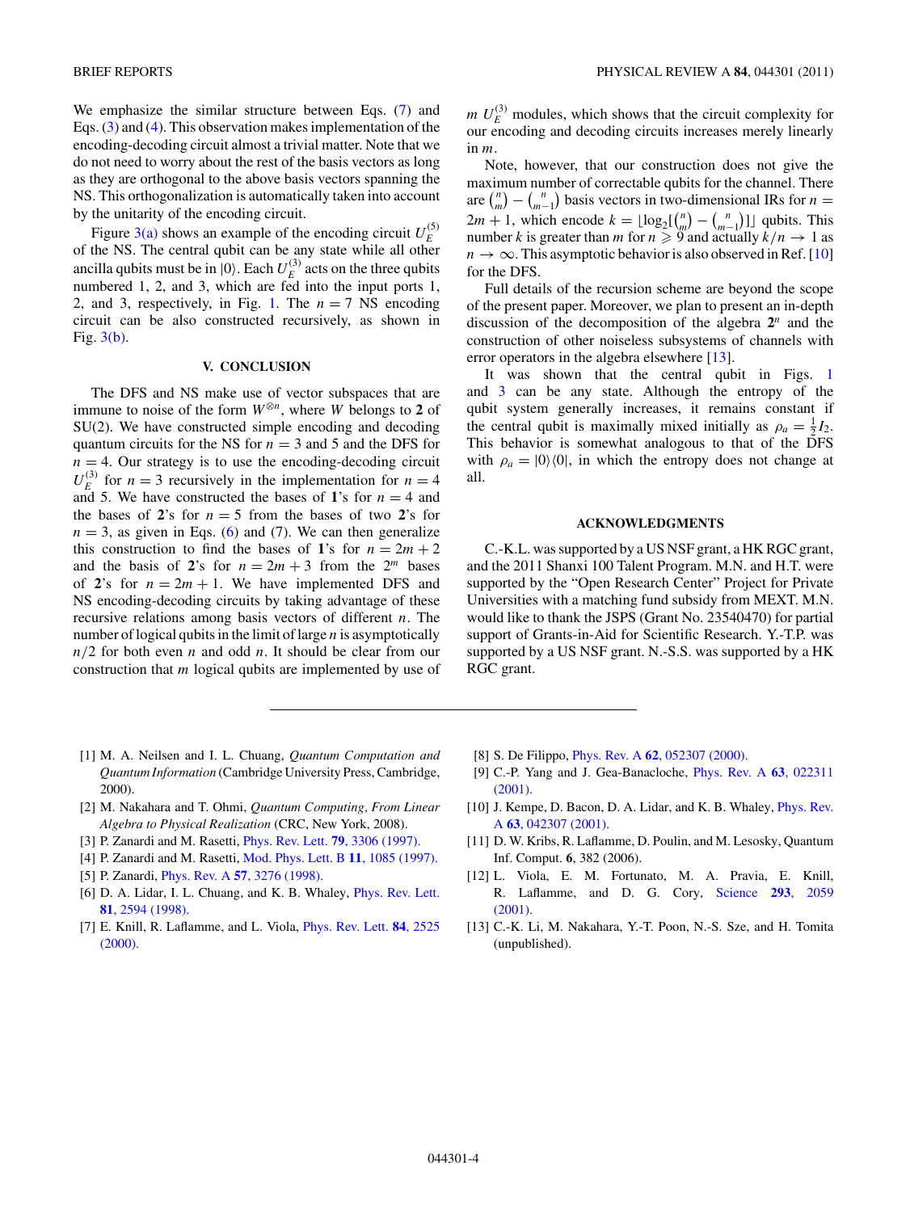We emphasize the similar structure between Eqs. (7) and Eqs. (3) and (4). This observation makes implementation of the encoding-decoding circuit almost a trivial matter. Note that we do not need to worry about the rest of the basis vectors as long as they are orthogonal to the above basis vectors spanning the NS. This orthogonalization is automatically taken into account by the unitarity of the encoding circuit.

Figure 3(a) shows an example of the encoding circuit $U_E^{(5)}$ of the NS. The central qubit can be any state while all other ancilla qubits must be in $|0\rangle$. Each $U_E^{(3)}$ acts on the three qubits numbered 1, 2, and 3, which are fed into the input ports 1, 2, and 3, respectively, in Fig. 1. The $n = 7$ NS encoding circuit can be also constructed recursively, as shown in Fig. 3(b).

## V. CONCLUSION

The DFS and NS make use of vector subspaces that are immune to noise of the form $W^{\otimes n}$, where $W$ belongs to $\mathbf{2}$ of SU(2). We have constructed simple encoding and decoding quantum circuits for the NS for $n = 3$ and 5 and the DFS for $n = 4$. Our strategy is to use the encoding-decoding circuit $U_E^{(3)}$ for $n = 3$ recursively in the implementation for $n = 4$ and 5. We have constructed the bases of $\mathbf{1}$'s for $n = 4$ and the bases of $\mathbf{2}$'s for $n = 5$ from the bases of two $\mathbf{2}$'s for $n = 3$, as given in Eqs. (6) and (7). We can then generalize this construction to find the bases of $\mathbf{1}$'s for $n = 2m + 2$ and the basis of $\mathbf{2}$'s for $n = 2m + 3$ from the $2^m$ bases of $\mathbf{2}$'s for $n = 2m + 1$. We have implemented DFS and NS encoding-decoding circuits by taking advantage of these recursive relations among basis vectors of different $n$. The number of logical qubits in the limit of large $n$ is asymptotically $n/2$ for both even $n$ and odd $n$. It should be clear from our construction that $m$ logical qubits are implemented by use of $m$ $U_E^{(3)}$ modules, which shows that the circuit complexity for our encoding and decoding circuits increases merely linearly in $m$.

Note, however, that our construction does not give the maximum number of correctable qubits for the channel. There are $\binom{n}{m} - \binom{n}{m-1}$ basis vectors in two-dimensional IRs for $n = 2m + 1$, which encode $k = \lfloor \log_2[\binom{n}{m} - \binom{n}{m-1}] \rfloor$ qubits. This number $k$ is greater than $m$ for $n \geqslant 9$ and actually $k/n \to 1$ as $n \to \infty$. This asymptotic behavior is also observed in Ref. [10] for the DFS.

Full details of the recursion scheme are beyond the scope of the present paper. Moreover, we plan to present an in-depth discussion of the decomposition of the algebra $\mathbf{2}^n$ and the construction of other noiseless subsystems of channels with error operators in the algebra elsewhere [13].

It was shown that the central qubit in Figs. 1 and 3 can be any state. Although the entropy of the qubit system generally increases, it remains constant if the central qubit is maximally mixed initially as $\rho_a = \frac{1}{2} I_2$. This behavior is somewhat analogous to that of the DFS with $\rho_a = |0\rangle\langle 0|$, in which the entropy does not change at all.

## ACKNOWLEDGMENTS

C.-K.L. was supported by a US NSF grant, a HK RGC grant, and the 2011 Shanxi 100 Talent Program. M.N. and H.T. were supported by the "Open Research Center" Project for Private Universities with a matching fund subsidy from MEXT. M.N. would like to thank the JSPS (Grant No. 23540470) for partial support of Grants-in-Aid for Scientific Research. Y.-T.P. was supported by a US NSF grant. N.-S.S. was supported by a HK RGC grant.

---

[1] M. A. Neilsen and I. L. Chuang, *Quantum Computation and Quantum Information* (Cambridge University Press, Cambridge, 2000).

[2] M. Nakahara and T. Ohmi, *Quantum Computing, From Linear Algebra to Physical Realization* (CRC, New York, 2008).

[3] P. Zanardi and M. Rasetti, Phys. Rev. Lett. **79**, 3306 (1997).

[4] P. Zanardi and M. Rasetti, Mod. Phys. Lett. B **11**, 1085 (1997).

[5] P. Zanardi, Phys. Rev. A **57**, 3276 (1998).

[6] D. A. Lidar, I. L. Chuang, and K. B. Whaley, Phys. Rev. Lett. **81**, 2594 (1998).

[7] E. Knill, R. Laflamme, and L. Viola, Phys. Rev. Lett. **84**, 2525 (2000).

[8] S. De Filippo, Phys. Rev. A **62**, 052307 (2000).

[9] C.-P. Yang and J. Gea-Banacloche, Phys. Rev. A **63**, 022311 (2001).

[10] J. Kempe, D. Bacon, D. A. Lidar, and K. B. Whaley, Phys. Rev. A **63**, 042307 (2001).

[11] D. W. Kribs, R. Laflamme, D. Poulin, and M. Lesosky, Quantum Inf. Comput. **6**, 382 (2006).

[12] L. Viola, E. M. Fortunato, M. A. Pravia, E. Knill, R. Laflamme, and D. G. Cory, Science **293**, 2059 (2001).

[13] C.-K. Li, M. Nakahara, Y.-T. Poon, N.-S. Sze, and H. Tomita (unpublished).